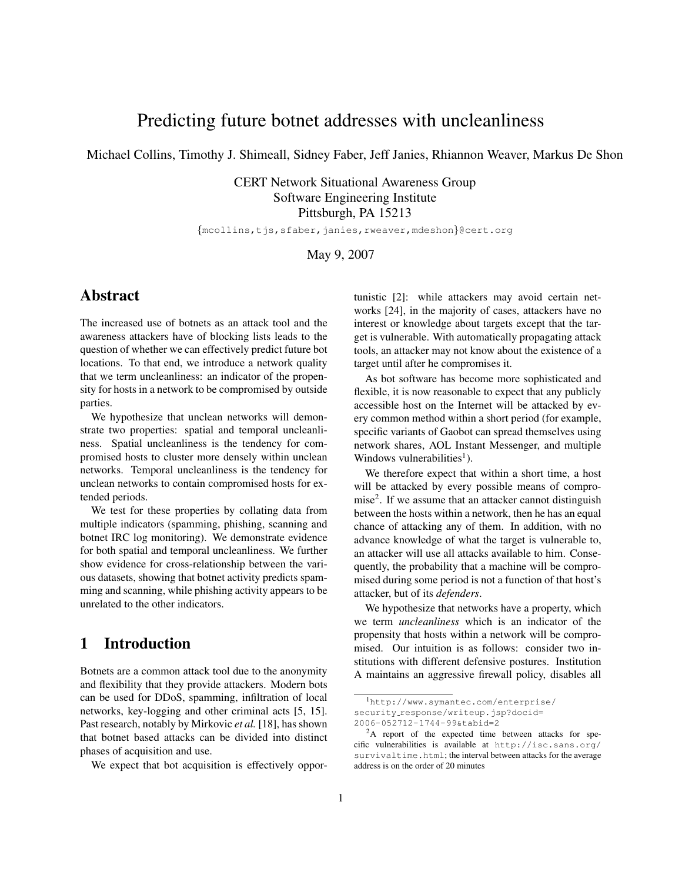# Predicting future botnet addresses with uncleanliness

Michael Collins, Timothy J. Shimeall, Sidney Faber, Jeff Janies, Rhiannon Weaver, Markus De Shon

CERT Network Situational Awareness Group
Software Engineering Institute
Pittsburgh, PA 15213

{mcollins,tjs,sfaber,janies,rweaver,mdeshon}@cert.org

May 9, 2007

## Abstract

The increased use of botnets as an attack tool and the awareness attackers have of blocking lists leads to the question of whether we can effectively predict future bot locations. To that end, we introduce a network quality that we term uncleanliness: an indicator of the propensity for hosts in a network to be compromised by outside parties.

We hypothesize that unclean networks will demonstrate two properties: spatial and temporal uncleanliness. Spatial uncleanliness is the tendency for compromised hosts to cluster more densely within unclean networks. Temporal uncleanliness is the tendency for unclean networks to contain compromised hosts for extended periods.

We test for these properties by collating data from multiple indicators (spamming, phishing, scanning and botnet IRC log monitoring). We demonstrate evidence for both spatial and temporal uncleanliness. We further show evidence for cross-relationship between the various datasets, showing that botnet activity predicts spamming and scanning, while phishing activity appears to be unrelated to the other indicators.

## 1 Introduction

Botnets are a common attack tool due to the anonymity and flexibility that they provide attackers. Modern bots can be used for DDoS, spamming, infiltration of local networks, key-logging and other criminal acts [5, 15]. Past research, notably by Mirkovic *et al.* [18], has shown that botnet based attacks can be divided into distinct phases of acquisition and use.

We expect that bot acquisition is effectively opportunistic [2]: while attackers may avoid certain networks [24], in the majority of cases, attackers have no interest or knowledge about targets except that the target is vulnerable. With automatically propagating attack tools, an attacker may not know about the existence of a target until after he compromises it.

As bot software has become more sophisticated and flexible, it is now reasonable to expect that any publicly accessible host on the Internet will be attacked by every common method within a short period (for example, specific variants of Gaobot can spread themselves using network shares, AOL Instant Messenger, and multiple Windows vulnerabilities[1]).

We therefore expect that within a short time, a host will be attacked by every possible means of compromise[2]. If we assume that an attacker cannot distinguish between the hosts within a network, then he has an equal chance of attacking any of them. In addition, with no advance knowledge of what the target is vulnerable to, an attacker will use all attacks available to him. Consequently, the probability that a machine will be compromised during some period is not a function of that host's attacker, but of its *defenders*.

We hypothesize that networks have a property, which we term *uncleanliness* which is an indicator of the propensity that hosts within a network will be compromised. Our intuition is as follows: consider two institutions with different defensive postures. Institution A maintains an aggressive firewall policy, disables all

[1] http://www.symantec.com/enterprise/security_response/writeup.jsp?docid=2006-052712-1744-99&tabid=2

[2] A report of the expected time between attacks for specific vulnerabilities is available at http://isc.sans.org/survivaltime.html; the interval between attacks for the average address is on the order of 20 minutes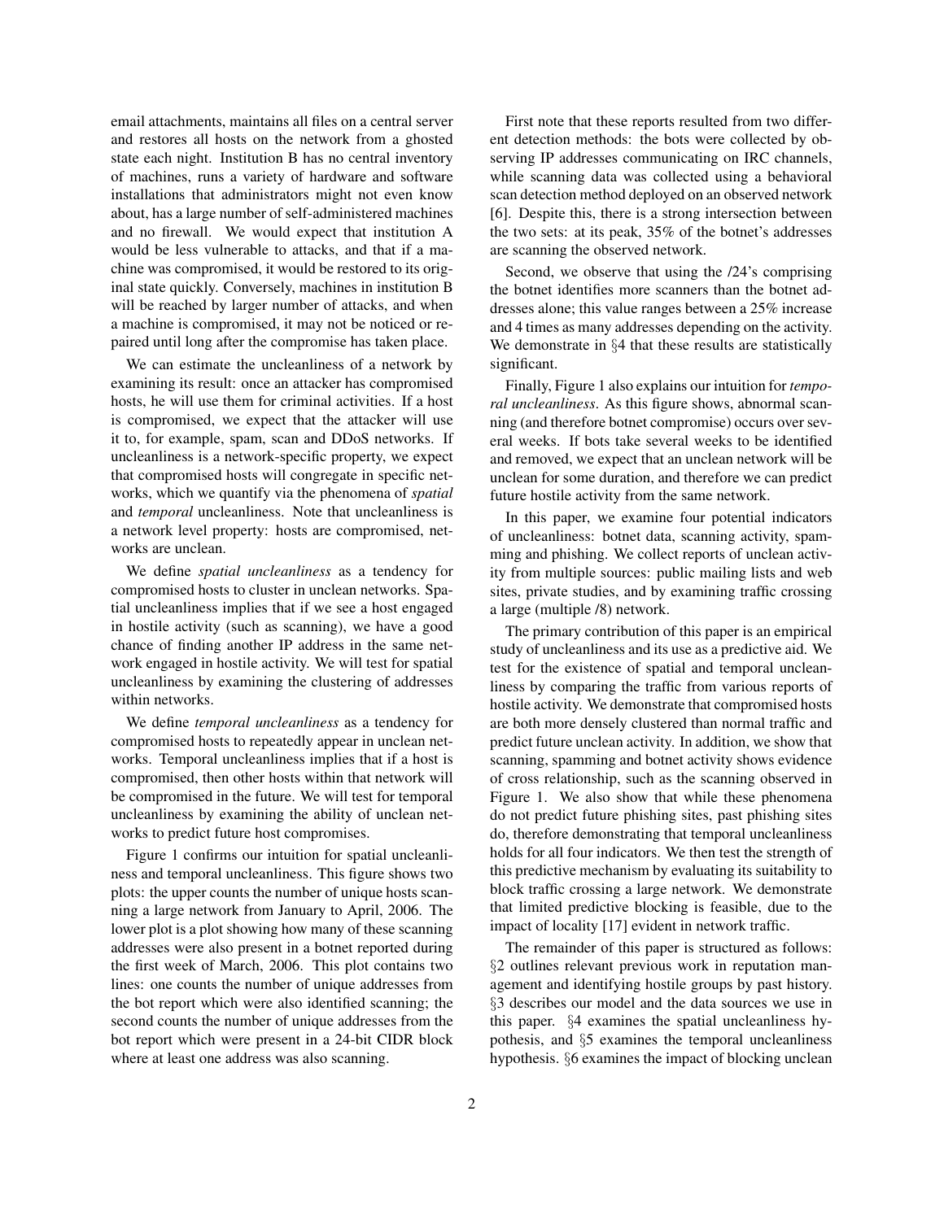email attachments, maintains all files on a central server and restores all hosts on the network from a ghosted state each night. Institution B has no central inventory of machines, runs a variety of hardware and software installations that administrators might not even know about, has a large number of self-administered machines and no firewall. We would expect that institution A would be less vulnerable to attacks, and that if a machine was compromised, it would be restored to its original state quickly. Conversely, machines in institution B will be reached by larger number of attacks, and when a machine is compromised, it may not be noticed or repaired until long after the compromise has taken place.

We can estimate the uncleanliness of a network by examining its result: once an attacker has compromised hosts, he will use them for criminal activities. If a host is compromised, we expect that the attacker will use it to, for example, spam, scan and DDoS networks. If uncleanliness is a network-specific property, we expect that compromised hosts will congregate in specific networks, which we quantify via the phenomena of *spatial* and *temporal* uncleanliness. Note that uncleanliness is a network level property: hosts are compromised, networks are unclean.

We define *spatial uncleanliness* as a tendency for compromised hosts to cluster in unclean networks. Spatial uncleanliness implies that if we see a host engaged in hostile activity (such as scanning), we have a good chance of finding another IP address in the same network engaged in hostile activity. We will test for spatial uncleanliness by examining the clustering of addresses within networks.

We define *temporal uncleanliness* as a tendency for compromised hosts to repeatedly appear in unclean networks. Temporal uncleanliness implies that if a host is compromised, then other hosts within that network will be compromised in the future. We will test for temporal uncleanliness by examining the ability of unclean networks to predict future host compromises.

Figure 1 confirms our intuition for spatial uncleanliness and temporal uncleanliness. This figure shows two plots: the upper counts the number of unique hosts scanning a large network from January to April, 2006. The lower plot is a plot showing how many of these scanning addresses were also present in a botnet reported during the first week of March, 2006. This plot contains two lines: one counts the number of unique addresses from the bot report which were also identified scanning; the second counts the number of unique addresses from the bot report which were present in a 24-bit CIDR block where at least one address was also scanning.

First note that these reports resulted from two different detection methods: the bots were collected by observing IP addresses communicating on IRC channels, while scanning data was collected using a behavioral scan detection method deployed on an observed network [6]. Despite this, there is a strong intersection between the two sets: at its peak, 35% of the botnet's addresses are scanning the observed network.

Second, we observe that using the /24's comprising the botnet identifies more scanners than the botnet addresses alone; this value ranges between a 25% increase and 4 times as many addresses depending on the activity. We demonstrate in §4 that these results are statistically significant.

Finally, Figure 1 also explains our intuition for *temporal uncleanliness*. As this figure shows, abnormal scanning (and therefore botnet compromise) occurs over several weeks. If bots take several weeks to be identified and removed, we expect that an unclean network will be unclean for some duration, and therefore we can predict future hostile activity from the same network.

In this paper, we examine four potential indicators of uncleanliness: botnet data, scanning activity, spamming and phishing. We collect reports of unclean activity from multiple sources: public mailing lists and web sites, private studies, and by examining traffic crossing a large (multiple /8) network.

The primary contribution of this paper is an empirical study of uncleanliness and its use as a predictive aid. We test for the existence of spatial and temporal uncleanliness by comparing the traffic from various reports of hostile activity. We demonstrate that compromised hosts are both more densely clustered than normal traffic and predict future unclean activity. In addition, we show that scanning, spamming and botnet activity shows evidence of cross relationship, such as the scanning observed in Figure 1. We also show that while these phenomena do not predict future phishing sites, past phishing sites do, therefore demonstrating that temporal uncleanliness holds for all four indicators. We then test the strength of this predictive mechanism by evaluating its suitability to block traffic crossing a large network. We demonstrate that limited predictive blocking is feasible, due to the impact of locality [17] evident in network traffic.

The remainder of this paper is structured as follows: §2 outlines relevant previous work in reputation management and identifying hostile groups by past history. §3 describes our model and the data sources we use in this paper. §4 examines the spatial uncleanliness hypothesis, and §5 examines the temporal uncleanliness hypothesis. §6 examines the impact of blocking unclean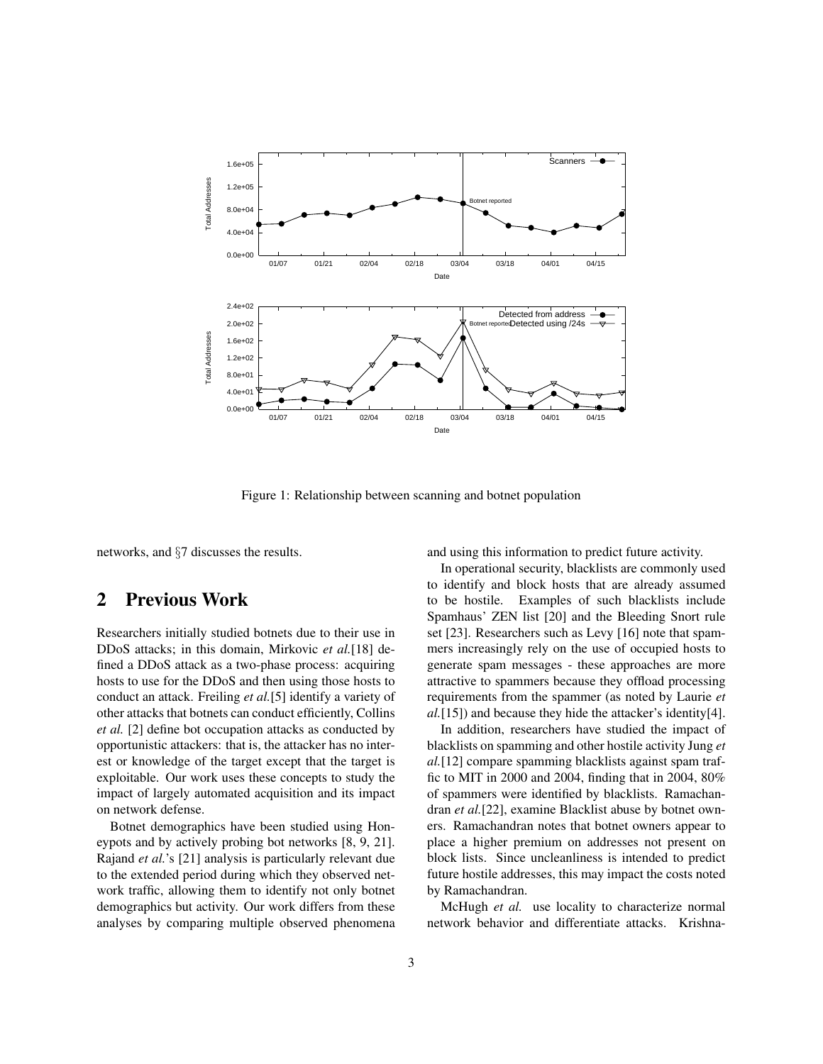Figure 1: Relationship between scanning and botnet population

networks, and §7 discusses the results.

## 2 Previous Work

Researchers initially studied botnets due to their use in DDoS attacks; in this domain, Mirkovic *et al.*[18] defined a DDoS attack as a two-phase process: acquiring hosts to use for the DDoS and then using those hosts to conduct an attack. Freiling *et al.*[5] identify a variety of other attacks that botnets can conduct efficiently, Collins *et al.* [2] define bot occupation attacks as conducted by opportunistic attackers: that is, the attacker has no interest or knowledge of the target except that the target is exploitable. Our work uses these concepts to study the impact of largely automated acquisition and its impact on network defense.

Botnet demographics have been studied using Honeypots and by actively probing bot networks [8, 9, 21]. Rajand *et al.*'s [21] analysis is particularly relevant due to the extended period during which they observed network traffic, allowing them to identify not only botnet demographics but activity. Our work differs from these analyses by comparing multiple observed phenomena and using this information to predict future activity.

In operational security, blacklists are commonly used to identify and block hosts that are already assumed to be hostile. Examples of such blacklists include Spamhaus' ZEN list [20] and the Bleeding Snort rule set [23]. Researchers such as Levy [16] note that spammers increasingly rely on the use of occupied hosts to generate spam messages - these approaches are more attractive to spammers because they offload processing requirements from the spammer (as noted by Laurie *et al.*[15]) and because they hide the attacker's identity[4].

In addition, researchers have studied the impact of blacklists on spamming and other hostile activity Jung *et al.*[12] compare spamming blacklists against spam traffic to MIT in 2000 and 2004, finding that in 2004, 80% of spammers were identified by blacklists. Ramachandran *et al.*[22], examine Blacklist abuse by botnet owners. Ramachandran notes that botnet owners appear to place a higher premium on addresses not present on block lists. Since uncleanliness is intended to predict future hostile addresses, this may impact the costs noted by Ramachandran.

McHugh *et al.* use locality to characterize normal network behavior and differentiate attacks. Krishna-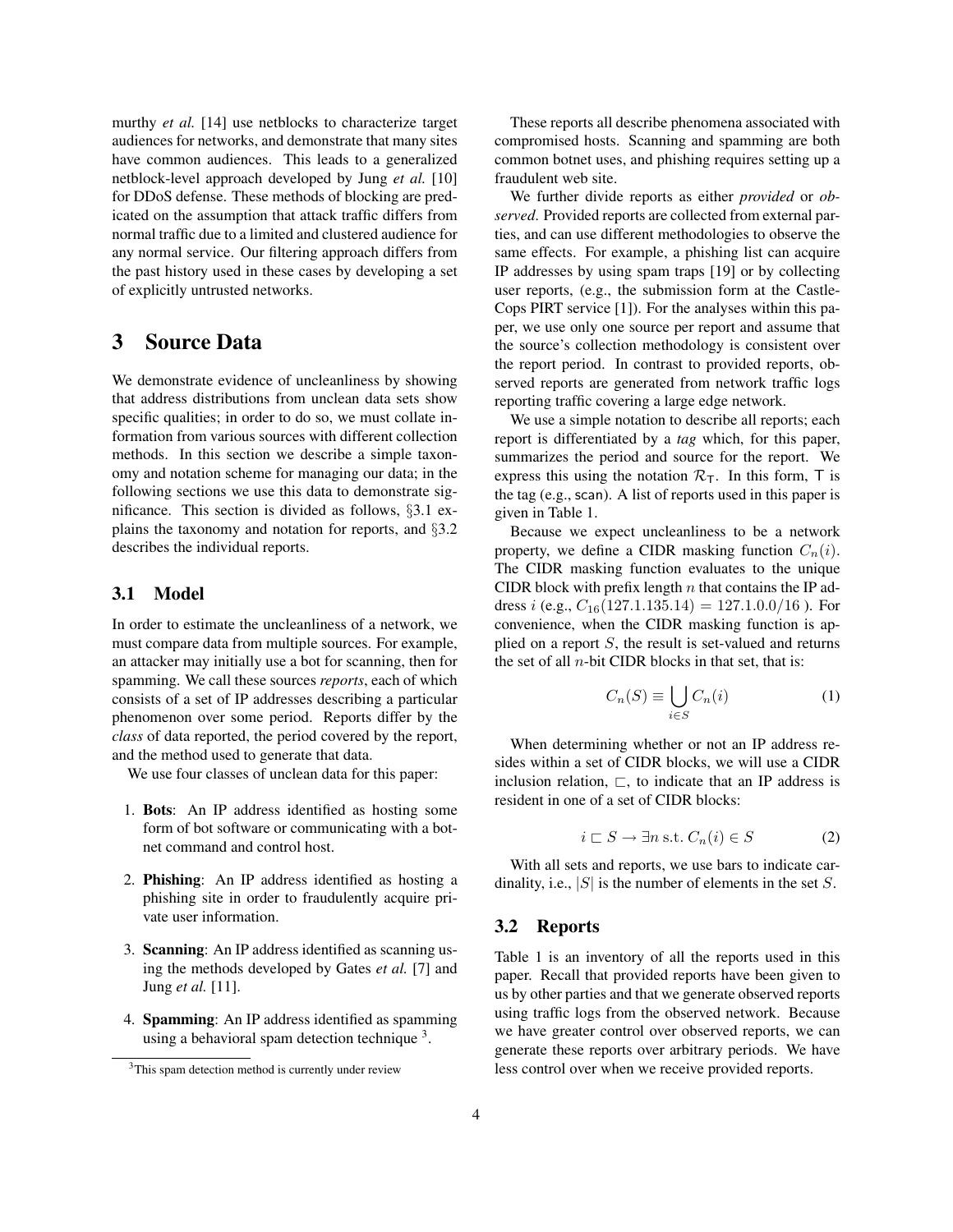murthy *et al.* [14] use netblocks to characterize target audiences for networks, and demonstrate that many sites have common audiences. This leads to a generalized netblock-level approach developed by Jung *et al.* [10] for DDoS defense. These methods of blocking are predicated on the assumption that attack traffic differs from normal traffic due to a limited and clustered audience for any normal service. Our filtering approach differs from the past history used in these cases by developing a set of explicitly untrusted networks.

# 3 Source Data

We demonstrate evidence of uncleanliness by showing that address distributions from unclean data sets show specific qualities; in order to do so, we must collate information from various sources with different collection methods. In this section we describe a simple taxonomy and notation scheme for managing our data; in the following sections we use this data to demonstrate significance. This section is divided as follows, §3.1 explains the taxonomy and notation for reports, and §3.2 describes the individual reports.

## 3.1 Model

In order to estimate the uncleanliness of a network, we must compare data from multiple sources. For example, an attacker may initially use a bot for scanning, then for spamming. We call these sources *reports*, each of which consists of a set of IP addresses describing a particular phenomenon over some period. Reports differ by the *class* of data reported, the period covered by the report, and the method used to generate that data.

We use four classes of unclean data for this paper:

1. **Bots**: An IP address identified as hosting some form of bot software or communicating with a botnet command and control host.
2. **Phishing**: An IP address identified as hosting a phishing site in order to fraudulently acquire private user information.
3. **Scanning**: An IP address identified as scanning using the methods developed by Gates *et al.* [7] and Jung *et al.* [11].
4. **Spamming**: An IP address identified as spamming using a behavioral spam detection technique [3].

[3] This spam detection method is currently under review

These reports all describe phenomena associated with compromised hosts. Scanning and spamming are both common botnet uses, and phishing requires setting up a fraudulent web site.

We further divide reports as either *provided* or *observed*. Provided reports are collected from external parties, and can use different methodologies to observe the same effects. For example, a phishing list can acquire IP addresses by using spam traps [19] or by collecting user reports, (e.g., the submission form at the CastleCops PIRT service [1]). For the analyses within this paper, we use only one source per report and assume that the source's collection methodology is consistent over the report period. In contrast to provided reports, observed reports are generated from network traffic logs reporting traffic covering a large edge network.

We use a simple notation to describe all reports; each report is differentiated by a *tag* which, for this paper, summarizes the period and source for the report. We express this using the notation $\mathcal{R}_{\mathsf{T}}$. In this form, $\mathsf{T}$ is the tag (e.g., $\mathsf{scan}$). A list of reports used in this paper is given in Table 1.

Because we expect uncleanliness to be a network property, we define a CIDR masking function $C_n(i)$. The CIDR masking function evaluates to the unique CIDR block with prefix length $n$ that contains the IP address $i$ (e.g., $C_{16}(127.1.135.14) = 127.1.0.0/16$ ). For convenience, when the CIDR masking function is applied on a report $S$, the result is set-valued and returns the set of all $n$-bit CIDR blocks in that set, that is:

$$C_n(S) \equiv \bigcup_{i \in S} C_n(i) \qquad (1)$$

When determining whether or not an IP address resides within a set of CIDR blocks, we will use a CIDR inclusion relation, $\sqsubset$, to indicate that an IP address is resident in one of a set of CIDR blocks:

$$i \sqsubset S \rightarrow \exists n \text{ s.t. } C_n(i) \in S \qquad (2)$$

With all sets and reports, we use bars to indicate cardinality, i.e., $|S|$ is the number of elements in the set $S$.

## 3.2 Reports

Table 1 is an inventory of all the reports used in this paper. Recall that provided reports have been given to us by other parties and that we generate observed reports using traffic logs from the observed network. Because we have greater control over observed reports, we can generate these reports over arbitrary periods. We have less control over when we receive provided reports.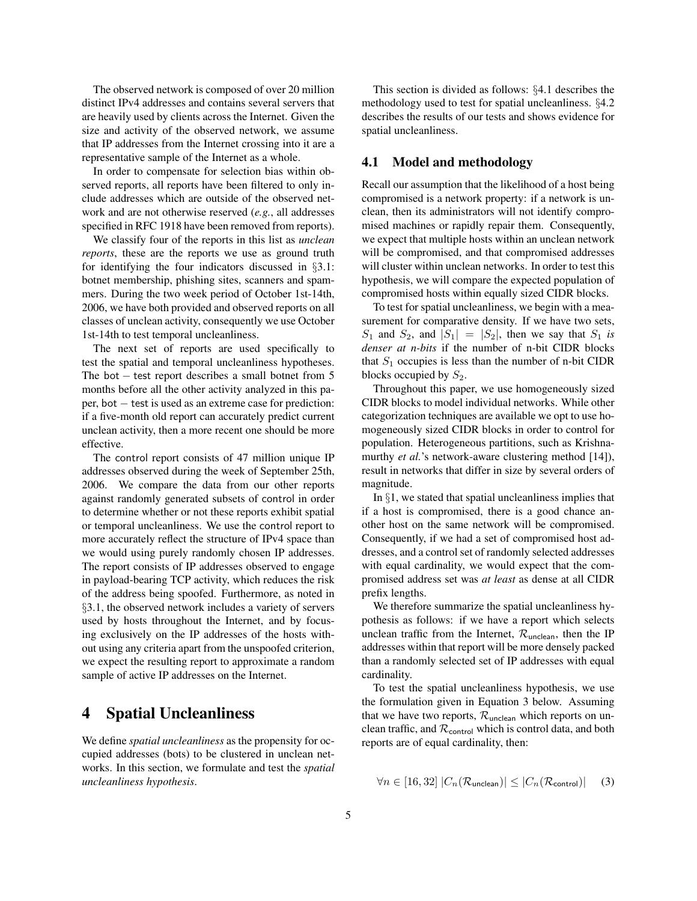The observed network is composed of over 20 million distinct IPv4 addresses and contains several servers that are heavily used by clients across the Internet. Given the size and activity of the observed network, we assume that IP addresses from the Internet crossing into it are a representative sample of the Internet as a whole.

In order to compensate for selection bias within observed reports, all reports have been filtered to only include addresses which are outside of the observed network and are not otherwise reserved (*e.g.*, all addresses specified in RFC 1918 have been removed from reports).

We classify four of the reports in this list as *unclean reports*, these are the reports we use as ground truth for identifying the four indicators discussed in §3.1: botnet membership, phishing sites, scanners and spammers. During the two week period of October 1st-14th, 2006, we have both provided and observed reports on all classes of unclean activity, consequently we use October 1st-14th to test temporal uncleanliness.

The next set of reports are used specifically to test the spatial and temporal uncleanliness hypotheses. The $\mathsf{bot-test}$ report describes a small botnet from 5 months before all the other activity analyzed in this paper, $\mathsf{bot-test}$ is used as an extreme case for prediction: if a five-month old report can accurately predict current unclean activity, then a more recent one should be more effective.

The $\mathsf{control}$ report consists of 47 million unique IP addresses observed during the week of September 25th, 2006. We compare the data from our other reports against randomly generated subsets of $\mathsf{control}$ in order to determine whether or not these reports exhibit spatial or temporal uncleanliness. We use the $\mathsf{control}$ report to more accurately reflect the structure of IPv4 space than we would using purely randomly chosen IP addresses. The report consists of IP addresses observed to engage in payload-bearing TCP activity, which reduces the risk of the address being spoofed. Furthermore, as noted in §3.1, the observed network includes a variety of servers used by hosts throughout the Internet, and by focusing exclusively on the IP addresses of the hosts without using any criteria apart from the unspoofed criterion, we expect the resulting report to approximate a random sample of active IP addresses on the Internet.

# 4 Spatial Uncleanliness

We define *spatial uncleanliness* as the propensity for occupied addresses (bots) to be clustered in unclean networks. In this section, we formulate and test the *spatial uncleanliness hypothesis*.

This section is divided as follows: §4.1 describes the methodology used to test for spatial uncleanliness. §4.2 describes the results of our tests and shows evidence for spatial uncleanliness.

## 4.1 Model and methodology

Recall our assumption that the likelihood of a host being compromised is a network property: if a network is unclean, then its administrators will not identify compromised machines or rapidly repair them. Consequently, we expect that multiple hosts within an unclean network will be compromised, and that compromised addresses will cluster within unclean networks. In order to test this hypothesis, we will compare the expected population of compromised hosts within equally sized CIDR blocks.

To test for spatial uncleanliness, we begin with a measurement for comparative density. If we have two sets, $S_1$ and $S_2$, and $|S_1| = |S_2|$, then we say that $S_1$ *is denser at n-bits* if the number of n-bit CIDR blocks that $S_1$ occupies is less than the number of n-bit CIDR blocks occupied by $S_2$.

Throughout this paper, we use homogeneously sized CIDR blocks to model individual networks. While other categorization techniques are available we opt to use homogeneously sized CIDR blocks in order to control for population. Heterogeneous partitions, such as Krishnamurthy *et al.*'s network-aware clustering method [14]), result in networks that differ in size by several orders of magnitude.

In §1, we stated that spatial uncleanliness implies that if a host is compromised, there is a good chance another host on the same network will be compromised. Consequently, if we had a set of compromised host addresses, and a control set of randomly selected addresses with equal cardinality, we would expect that the compromised address set was *at least* as dense at all CIDR prefix lengths.

We therefore summarize the spatial uncleanliness hypothesis as follows: if we have a report which selects unclean traffic from the Internet, $\mathcal{R}_{\mathsf{unclean}}$, then the IP addresses within that report will be more densely packed than a randomly selected set of IP addresses with equal cardinality.

To test the spatial uncleanliness hypothesis, we use the formulation given in Equation 3 below. Assuming that we have two reports, $\mathcal{R}_{\mathsf{unclean}}$ which reports on unclean traffic, and $\mathcal{R}_{\mathsf{control}}$ which is control data, and both reports are of equal cardinality, then:

$$\forall n \in [16, 32] \; |C_n(\mathcal{R}_{\mathsf{unclean}})| \leq |C_n(\mathcal{R}_{\mathsf{control}})| \quad (3)$$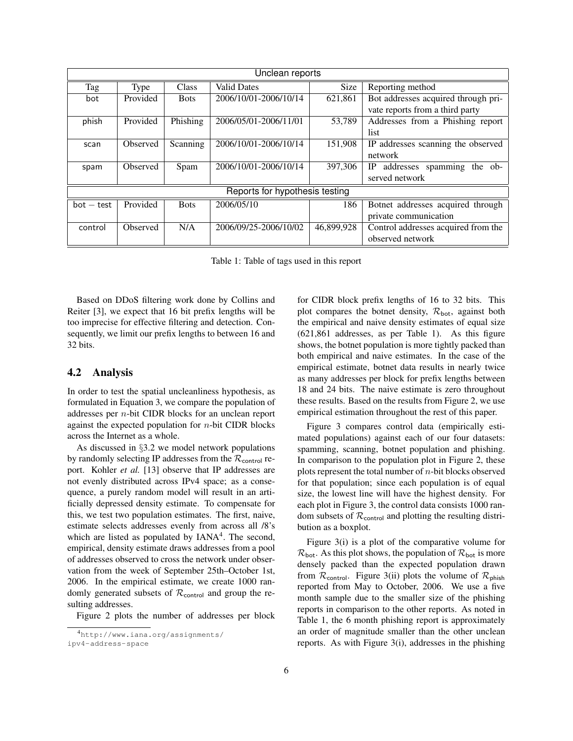| Unclean reports | | | | | |
|---|---|---|---|---|---|
| Tag | Type | Class | Valid Dates | Size | Reporting method |
| bot | Provided | Bots | 2006/10/01-2006/10/14 | 621,861 | Bot addresses acquired through private reports from a third party |
| phish | Provided | Phishing | 2006/05/01-2006/11/01 | 53,789 | Addresses from a Phishing report list |
| scan | Observed | Scanning | 2006/10/01-2006/10/14 | 151,908 | IP addresses scanning the observed network |
| spam | Observed | Spam | 2006/10/01-2006/10/14 | 397,306 | IP addresses spamming the observed network |
| **Reports for hypothesis testing** | | | | | |
| bot − test | Provided | Bots | 2006/05/10 | 186 | Botnet addresses acquired through private communication |
| control | Observed | N/A | 2006/09/25-2006/10/02 | 46,899,928 | Control addresses acquired from the observed network |

Table 1: Table of tags used in this report

Based on DDoS filtering work done by Collins and Reiter [3], we expect that 16 bit prefix lengths will be too imprecise for effective filtering and detection. Consequently, we limit our prefix lengths to between 16 and 32 bits.

## 4.2 Analysis

In order to test the spatial uncleanliness hypothesis, as formulated in Equation 3, we compare the population of addresses per $n$-bit CIDR blocks for an unclean report against the expected population for $n$-bit CIDR blocks across the Internet as a whole.

As discussed in §3.2 we model network populations by randomly selecting IP addresses from the $\mathcal{R}_{\mathsf{control}}$ report. Kohler *et al.* [13] observe that IP addresses are not evenly distributed across IPv4 space; as a consequence, a purely random model will result in an artificially depressed density estimate. To compensate for this, we test two population estimates. The first, naive, estimate selects addresses evenly from across all /8's which are listed as populated by IANA[4]. The second, empirical, density estimate draws addresses from a pool of addresses observed to cross the network under observation from the week of September 25th–October 1st, 2006. In the empirical estimate, we create 1000 randomly generated subsets of $\mathcal{R}_{\mathsf{control}}$ and group the resulting addresses.

Figure 2 plots the number of addresses per block for CIDR block prefix lengths of 16 to 32 bits. This plot compares the botnet density, $\mathcal{R}_{\mathsf{bot}}$, against both the empirical and naive density estimates of equal size (621,861 addresses, as per Table 1). As this figure shows, the botnet population is more tightly packed than both empirical and naive estimates. In the case of the empirical estimate, botnet data results in nearly twice as many addresses per block for prefix lengths between 18 and 24 bits. The naive estimate is zero throughout these results. Based on the results from Figure 2, we use empirical estimation throughout the rest of this paper.

Figure 3 compares control data (empirically estimated populations) against each of our four datasets: spamming, scanning, botnet population and phishing. In comparison to the population plot in Figure 2, these plots represent the total number of $n$-bit blocks observed for that population; since each population is of equal size, the lowest line will have the highest density. For each plot in Figure 3, the control data consists 1000 random subsets of $\mathcal{R}_{\mathsf{control}}$ and plotting the resulting distribution as a boxplot.

Figure 3(i) is a plot of the comparative volume for $\mathcal{R}_{\mathsf{bot}}$. As this plot shows, the population of $\mathcal{R}_{\mathsf{bot}}$ is more densely packed than the expected population drawn from $\mathcal{R}_{\mathsf{control}}$. Figure 3(ii) plots the volume of $\mathcal{R}_{\mathsf{phish}}$ reported from May to October, 2006. We use a five month sample due to the smaller size of the phishing reports in comparison to the other reports. As noted in Table 1, the 6 month phishing report is approximately an order of magnitude smaller than the other unclean reports. As with Figure 3(i), addresses in the phishing

[4] http://www.iana.org/assignments/ipv4-address-space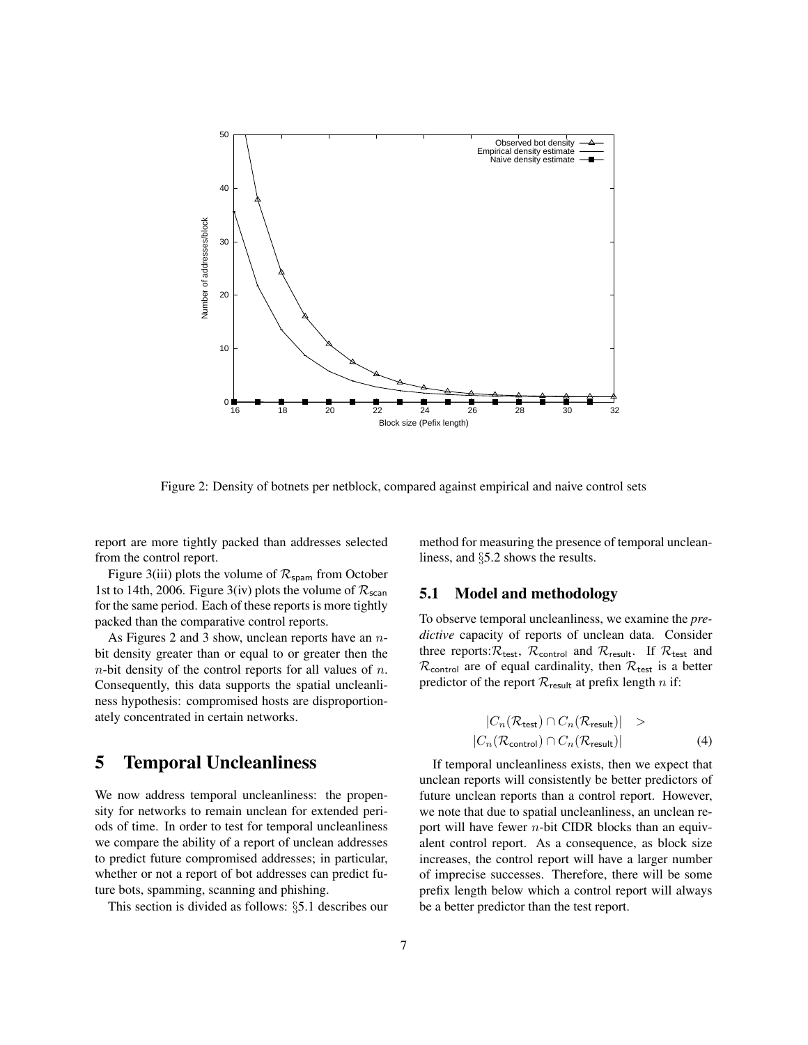Figure 2: Density of botnets per netblock, compared against empirical and naive control sets

report are more tightly packed than addresses selected from the control report.

Figure 3(iii) plots the volume of $\mathcal{R}_{\mathsf{spam}}$ from October 1st to 14th, 2006. Figure 3(iv) plots the volume of $\mathcal{R}_{\mathsf{scan}}$ for the same period. Each of these reports is more tightly packed than the comparative control reports.

As Figures 2 and 3 show, unclean reports have an $n$-bit density greater than or equal to or greater then the $n$-bit density of the control reports for all values of $n$. Consequently, this data supports the spatial uncleanliness hypothesis: compromised hosts are disproportionately concentrated in certain networks.

# 5 Temporal Uncleanliness

We now address temporal uncleanliness: the propensity for networks to remain unclean for extended periods of time. In order to test for temporal uncleanliness we compare the ability of a report of unclean addresses to predict future compromised addresses; in particular, whether or not a report of bot addresses can predict future bots, spamming, scanning and phishing.

This section is divided as follows: §5.1 describes our method for measuring the presence of temporal uncleanliness, and §5.2 shows the results.

## 5.1 Model and methodology

To observe temporal uncleanliness, we examine the *predictive* capacity of reports of unclean data. Consider three reports: $\mathcal{R}_{\mathsf{test}}$, $\mathcal{R}_{\mathsf{control}}$ and $\mathcal{R}_{\mathsf{result}}$. If $\mathcal{R}_{\mathsf{test}}$ and $\mathcal{R}_{\mathsf{control}}$ are of equal cardinality, then $\mathcal{R}_{\mathsf{test}}$ is a better predictor of the report $\mathcal{R}_{\mathsf{result}}$ at prefix length $n$ if:

$$|C_n(\mathcal{R}_{\mathsf{test}}) \cap C_n(\mathcal{R}_{\mathsf{result}})| > |C_n(\mathcal{R}_{\mathsf{control}}) \cap C_n(\mathcal{R}_{\mathsf{result}})| \quad (4)$$

If temporal uncleanliness exists, then we expect that unclean reports will consistently be better predictors of future unclean reports than a control report. However, we note that due to spatial uncleanliness, an unclean report will have fewer $n$-bit CIDR blocks than an equivalent control report. As a consequence, as block size increases, the control report will have a larger number of imprecise successes. Therefore, there will be some prefix length below which a control report will always be a better predictor than the test report.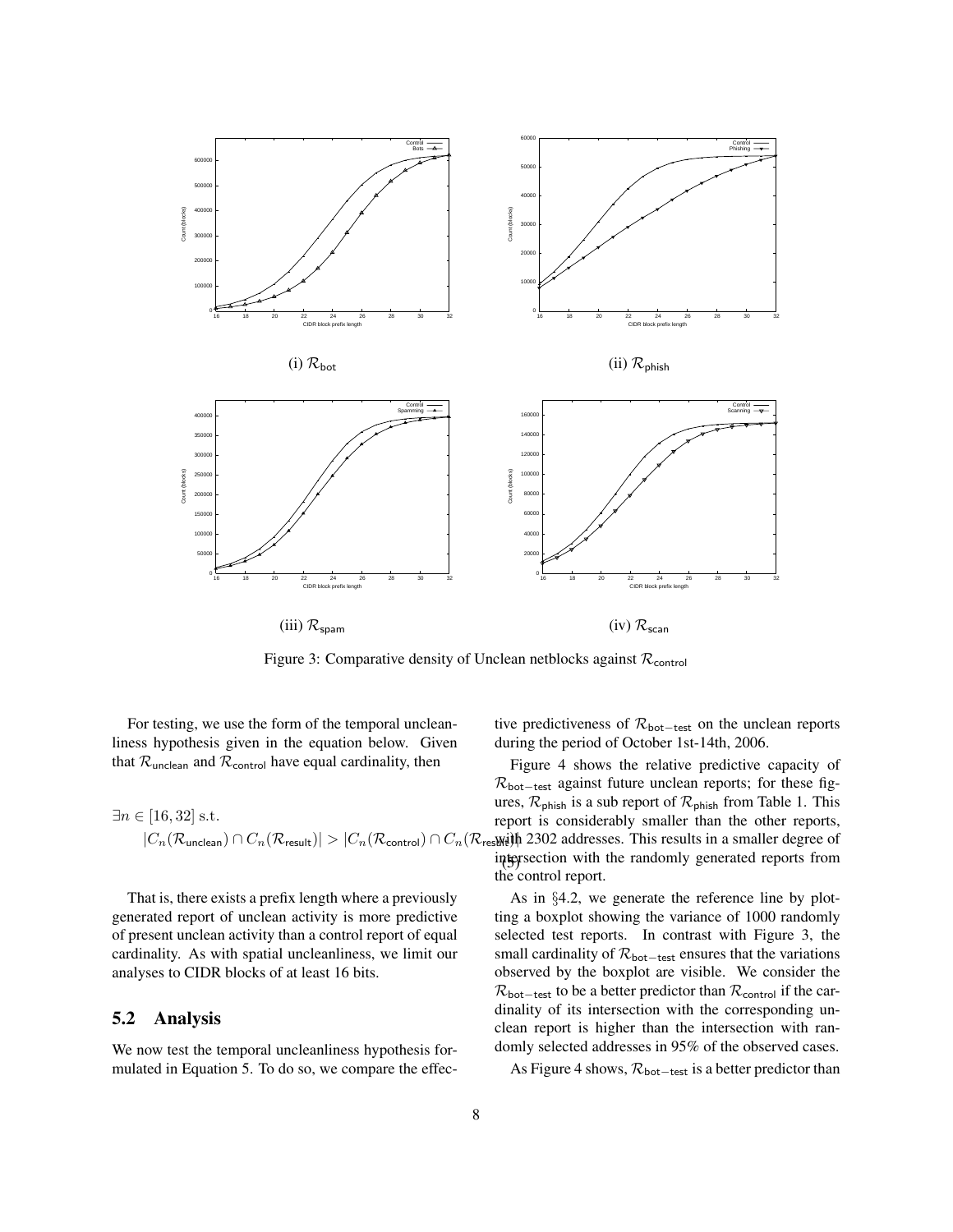(i) $\mathcal{R}_{\mathsf{bot}}$

(ii) $\mathcal{R}_{\mathsf{phish}}$

(iii) $\mathcal{R}_{\mathsf{spam}}$

(iv) $\mathcal{R}_{\mathsf{scan}}$

Figure 3: Comparative density of Unclean netblocks against $\mathcal{R}_{\mathsf{control}}$

For testing, we use the form of the temporal uncleanliness hypothesis given in the equation below. Given that $\mathcal{R}_{\mathsf{unclean}}$ and $\mathcal{R}_{\mathsf{control}}$ have equal cardinality, then

$$\exists n \in [16, 32] \text{ s.t.} \quad |C_n(\mathcal{R}_{\mathsf{unclean}}) \cap C_n(\mathcal{R}_{\mathsf{result}})| > |C_n(\mathcal{R}_{\mathsf{control}}) \cap C_n(\mathcal{R}_{\mathsf{result}})| \tag{5}$$

That is, there exists a prefix length where a previously generated report of unclean activity is more predictive of present unclean activity than a control report of equal cardinality. As with spatial uncleanliness, we limit our analyses to CIDR blocks of at least 16 bits.

## 5.2 Analysis

We now test the temporal uncleanliness hypothesis formulated in Equation 5. To do so, we compare the effective predictiveness of $\mathcal{R}_{\mathsf{bot-test}}$ on the unclean reports during the period of October 1st-14th, 2006.

Figure 4 shows the relative predictive capacity of $\mathcal{R}_{\mathsf{bot-test}}$ against future unclean reports; for these figures, $\mathcal{R}_{\mathsf{phish}}$ is a sub report of $\mathcal{R}_{\mathsf{phish}}$ from Table 1. This report is considerably smaller than the other reports, with 2302 addresses. This results in a smaller degree of intersection with the randomly generated reports from the control report.

As in §4.2, we generate the reference line by plotting a boxplot showing the variance of 1000 randomly selected test reports. In contrast with Figure 3, the small cardinality of $\mathcal{R}_{\mathsf{bot-test}}$ ensures that the variations observed by the boxplot are visible. We consider the $\mathcal{R}_{\mathsf{bot-test}}$ to be a better predictor than $\mathcal{R}_{\mathsf{control}}$ if the cardinality of its intersection with the corresponding unclean report is higher than the intersection with randomly selected addresses in 95% of the observed cases.

As Figure 4 shows, $\mathcal{R}_{\mathsf{bot-test}}$ is a better predictor than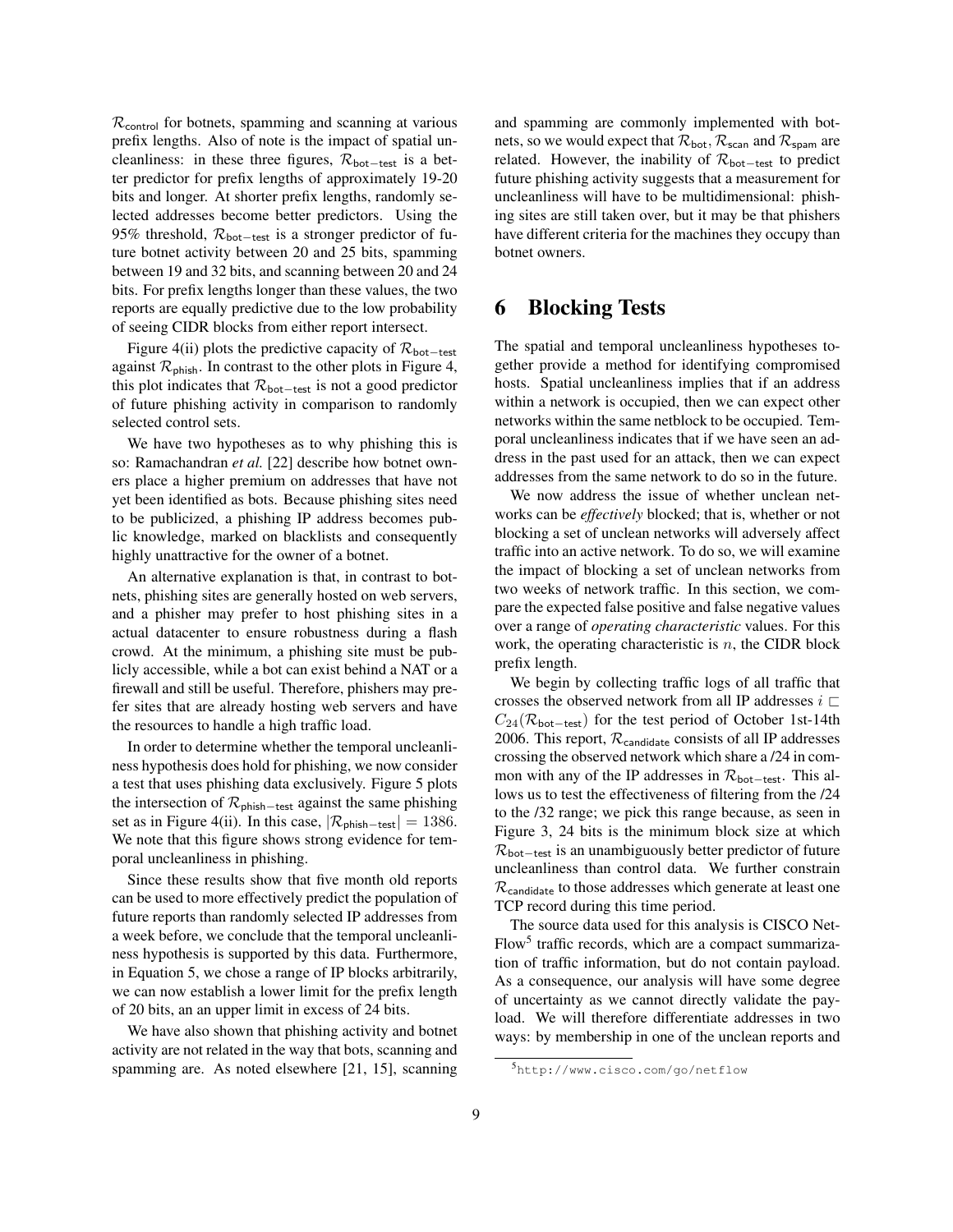$\mathcal{R}_{\mathsf{control}}$ for botnets, spamming and scanning at various prefix lengths. Also of note is the impact of spatial uncleanliness: in these three figures, $\mathcal{R}_{\mathsf{bot-test}}$ is a better predictor for prefix lengths of approximately 19-20 bits and longer. At shorter prefix lengths, randomly selected addresses become better predictors. Using the 95% threshold, $\mathcal{R}_{\mathsf{bot-test}}$ is a stronger predictor of future botnet activity between 20 and 25 bits, spamming between 19 and 32 bits, and scanning between 20 and 24 bits. For prefix lengths longer than these values, the two reports are equally predictive due to the low probability of seeing CIDR blocks from either report intersect.

Figure 4(ii) plots the predictive capacity of $\mathcal{R}_{\mathsf{bot-test}}$ against $\mathcal{R}_{\mathsf{phish}}$. In contrast to the other plots in Figure 4, this plot indicates that $\mathcal{R}_{\mathsf{bot-test}}$ is not a good predictor of future phishing activity in comparison to randomly selected control sets.

We have two hypotheses as to why phishing this is so: Ramachandran *et al.* [22] describe how botnet owners place a higher premium on addresses that have not yet been identified as bots. Because phishing sites need to be publicized, a phishing IP address becomes public knowledge, marked on blacklists and consequently highly unattractive for the owner of a botnet.

An alternative explanation is that, in contrast to botnets, phishing sites are generally hosted on web servers, and a phisher may prefer to host phishing sites in a actual datacenter to ensure robustness during a flash crowd. At the minimum, a phishing site must be publicly accessible, while a bot can exist behind a NAT or a firewall and still be useful. Therefore, phishers may prefer sites that are already hosting web servers and have the resources to handle a high traffic load.

In order to determine whether the temporal uncleanliness hypothesis does hold for phishing, we now consider a test that uses phishing data exclusively. Figure 5 plots the intersection of $\mathcal{R}_{\mathsf{phish-test}}$ against the same phishing set as in Figure 4(ii). In this case, $|\mathcal{R}_{\mathsf{phish-test}}| = 1386$. We note that this figure shows strong evidence for temporal uncleanliness in phishing.

Since these results show that five month old reports can be used to more effectively predict the population of future reports than randomly selected IP addresses from a week before, we conclude that the temporal uncleanliness hypothesis is supported by this data. Furthermore, in Equation 5, we chose a range of IP blocks arbitrarily, we can now establish a lower limit for the prefix length of 20 bits, an an upper limit in excess of 24 bits.

We have also shown that phishing activity and botnet activity are not related in the way that bots, scanning and spamming are. As noted elsewhere [21, 15], scanning and spamming are commonly implemented with botnets, so we would expect that $\mathcal{R}_{\mathsf{bot}}$, $\mathcal{R}_{\mathsf{scan}}$ and $\mathcal{R}_{\mathsf{spam}}$ are related. However, the inability of $\mathcal{R}_{\mathsf{bot-test}}$ to predict future phishing activity suggests that a measurement for uncleanliness will have to be multidimensional: phishing sites are still taken over, but it may be that phishers have different criteria for the machines they occupy than botnet owners.

# 6 Blocking Tests

The spatial and temporal uncleanliness hypotheses together provide a method for identifying compromised hosts. Spatial uncleanliness implies that if an address within a network is occupied, then we can expect other networks within the same netblock to be occupied. Temporal uncleanliness indicates that if we have seen an address in the past used for an attack, then we can expect addresses from the same network to do so in the future.

We now address the issue of whether unclean networks can be *effectively* blocked; that is, whether or not blocking a set of unclean networks will adversely affect traffic into an active network. To do so, we will examine the impact of blocking a set of unclean networks from two weeks of network traffic. In this section, we compare the expected false positive and false negative values over a range of *operating characteristic* values. For this work, the operating characteristic is $n$, the CIDR block prefix length.

We begin by collecting traffic logs of all traffic that crosses the observed network from all IP addresses $i \sqsubset C_{24}(\mathcal{R}_{\mathsf{bot-test}})$ for the test period of October 1st-14th 2006. This report, $\mathcal{R}_{\mathsf{candidate}}$ consists of all IP addresses crossing the observed network which share a /24 in common with any of the IP addresses in $\mathcal{R}_{\mathsf{bot-test}}$. This allows us to test the effectiveness of filtering from the /24 to the /32 range; we pick this range because, as seen in Figure 3, 24 bits is the minimum block size at which $\mathcal{R}_{\mathsf{bot-test}}$ is an unambiguously better predictor of future uncleanliness than control data. We further constrain $\mathcal{R}_{\mathsf{candidate}}$ to those addresses which generate at least one TCP record during this time period.

The source data used for this analysis is CISCO NetFlow[5] traffic records, which are a compact summarization of traffic information, but do not contain payload. As a consequence, our analysis will have some degree of uncertainty as we cannot directly validate the payload. We will therefore differentiate addresses in two ways: by membership in one of the unclean reports and

[5] http://www.cisco.com/go/netflow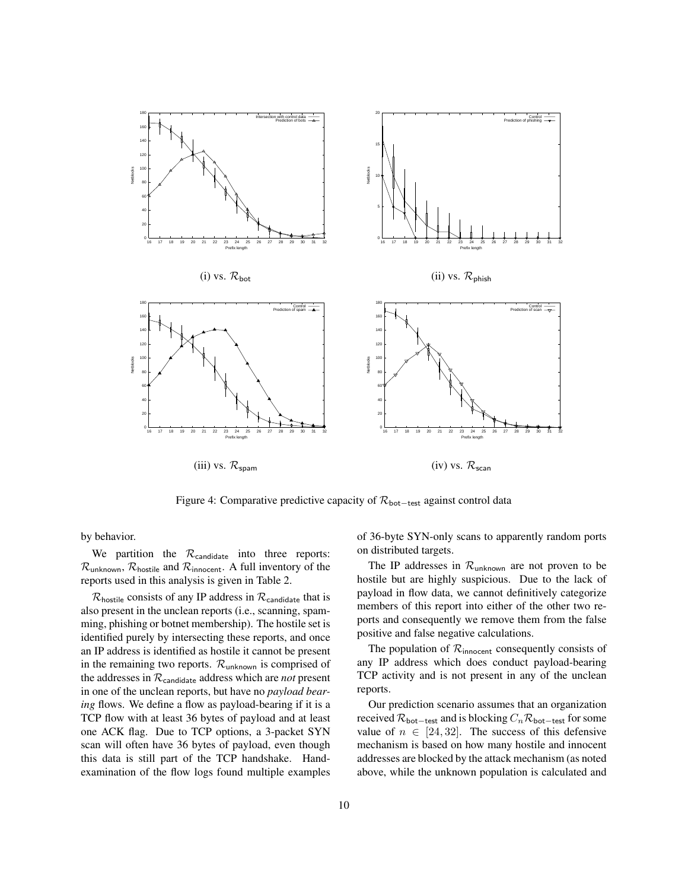(i) vs. $\mathcal{R}_{\text{bot}}$

(ii) vs. $\mathcal{R}_{\text{phish}}$

(iii) vs. $\mathcal{R}_{\text{spam}}$

(iv) vs. $\mathcal{R}_{\text{scan}}$

Figure 4: Comparative predictive capacity of $\mathcal{R}_{\text{bot-test}}$ against control data

by behavior.

We partition the $\mathcal{R}_{\text{candidate}}$ into three reports: $\mathcal{R}_{\text{unknown}}$, $\mathcal{R}_{\text{hostile}}$ and $\mathcal{R}_{\text{innocent}}$. A full inventory of the reports used in this analysis is given in Table 2.

$\mathcal{R}_{\text{hostile}}$ consists of any IP address in $\mathcal{R}_{\text{candidate}}$ that is also present in the unclean reports (i.e., scanning, spamming, phishing or botnet membership). The hostile set is identified purely by intersecting these reports, and once an IP address is identified as hostile it cannot be present in the remaining two reports. $\mathcal{R}_{\text{unknown}}$ is comprised of the addresses in $\mathcal{R}_{\text{candidate}}$ address which are *not* present in one of the unclean reports, but have no *payload bearing* flows. We define a flow as payload-bearing if it is a TCP flow with at least 36 bytes of payload and at least one ACK flag. Due to TCP options, a 3-packet SYN scan will often have 36 bytes of payload, even though this data is still part of the TCP handshake. Hand-examination of the flow logs found multiple examples of 36-byte SYN-only scans to apparently random ports on distributed targets.

The IP addresses in $\mathcal{R}_{\text{unknown}}$ are not proven to be hostile but are highly suspicious. Due to the lack of payload in flow data, we cannot definitively categorize members of this report into either of the other two reports and consequently we remove them from the false positive and false negative calculations.

The population of $\mathcal{R}_{\text{innocent}}$ consequently consists of any IP address which does conduct payload-bearing TCP activity and is not present in any of the unclean reports.

Our prediction scenario assumes that an organization received $\mathcal{R}_{\text{bot-test}}$ and is blocking $C_n\mathcal{R}_{\text{bot-test}}$ for some value of $n \in [24, 32]$. The success of this defensive mechanism is based on how many hostile and innocent addresses are blocked by the attack mechanism (as noted above, while the unknown population is calculated and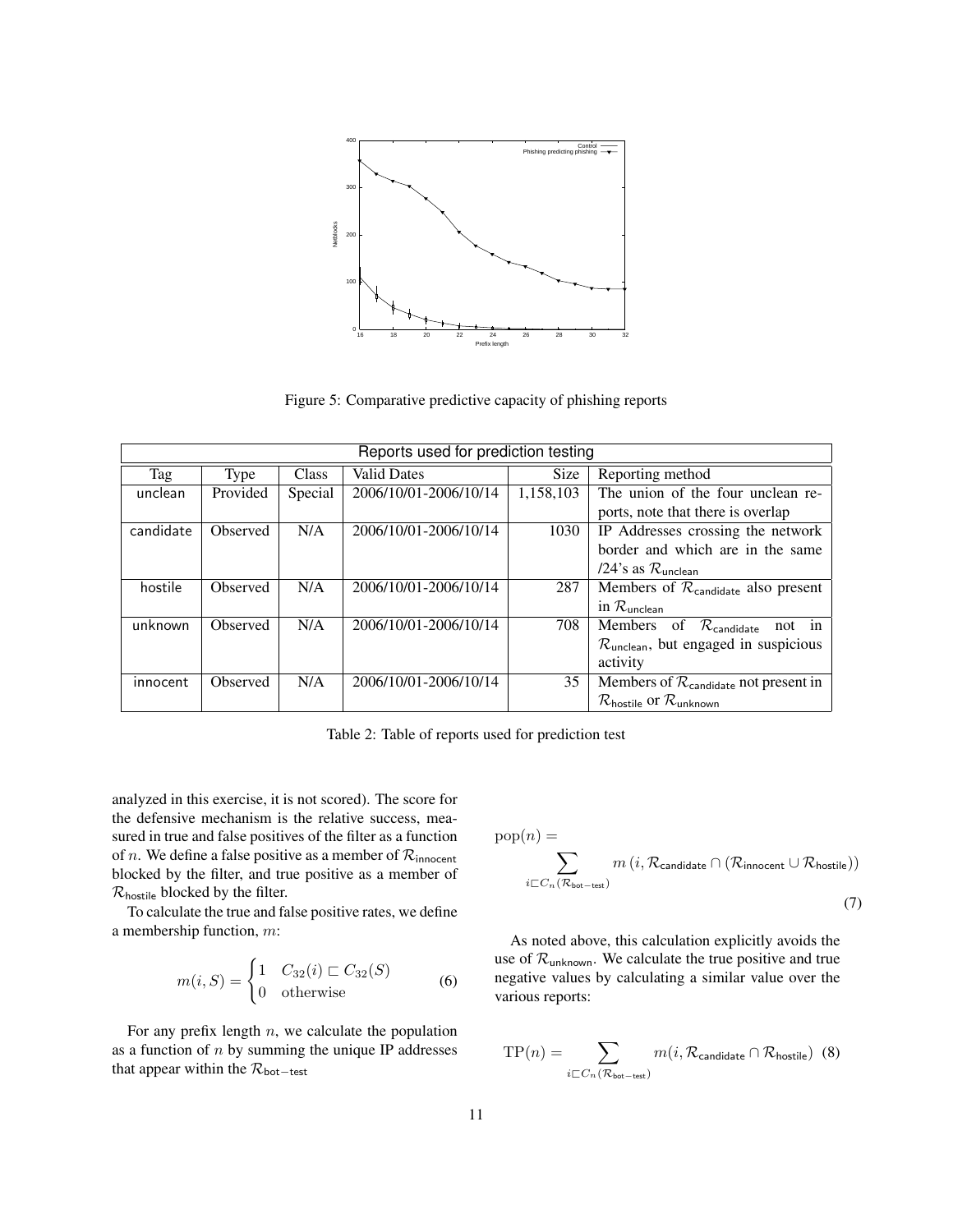Figure 5: Comparative predictive capacity of phishing reports

| Reports used for prediction testing | | | | | |
|---|---|---|---|---|---|
| Tag | Type | Class | Valid Dates | Size | Reporting method |
| unclean | Provided | Special | 2006/10/01-2006/10/14 | 1,158,103 | The union of the four unclean reports, note that there is overlap |
| candidate | Observed | N/A | 2006/10/01-2006/10/14 | 1030 | IP Addresses crossing the network border and which are in the same /24's as $\mathcal{R}_{\mathsf{unclean}}$ |
| hostile | Observed | N/A | 2006/10/01-2006/10/14 | 287 | Members of $\mathcal{R}_{\mathsf{candidate}}$ also present in $\mathcal{R}_{\mathsf{unclean}}$ |
| unknown | Observed | N/A | 2006/10/01-2006/10/14 | 708 | Members of $\mathcal{R}_{\mathsf{candidate}}$ not in $\mathcal{R}_{\mathsf{unclean}}$, but engaged in suspicious activity |
| innocent | Observed | N/A | 2006/10/01-2006/10/14 | 35 | Members of $\mathcal{R}_{\mathsf{candidate}}$ not present in $\mathcal{R}_{\mathsf{hostile}}$ or $\mathcal{R}_{\mathsf{unknown}}$ |

Table 2: Table of reports used for prediction test

analyzed in this exercise, it is not scored). The score for the defensive mechanism is the relative success, measured in true and false positives of the filter as a function of $n$. We define a false positive as a member of $\mathcal{R}_{\mathsf{innocent}}$ blocked by the filter, and true positive as a member of $\mathcal{R}_{\mathsf{hostile}}$ blocked by the filter.

To calculate the true and false positive rates, we define a membership function, $m$:

$$m(i, S) = \begin{cases} 1 & C_{32}(i) \sqsubset C_{32}(S) \\ 0 & \text{otherwise} \end{cases} \tag{6}$$

For any prefix length $n$, we calculate the population as a function of $n$ by summing the unique IP addresses that appear within the $\mathcal{R}_{\mathsf{bot-test}}$

$$\mathrm{pop}(n) = \sum_{i \sqsubset C_n(\mathcal{R}_{\mathsf{bot-test}})} m\left(i, \mathcal{R}_{\mathsf{candidate}} \cap (\mathcal{R}_{\mathsf{innocent}} \cup \mathcal{R}_{\mathsf{hostile}})\right) \tag{7}$$

As noted above, this calculation explicitly avoids the use of $\mathcal{R}_{\mathsf{unknown}}$. We calculate the true positive and true negative values by calculating a similar value over the various reports:

$$\mathrm{TP}(n) = \sum_{i \sqsubset C_n(\mathcal{R}_{\mathsf{bot-test}})} m(i, \mathcal{R}_{\mathsf{candidate}} \cap \mathcal{R}_{\mathsf{hostile}}) \tag{8}$$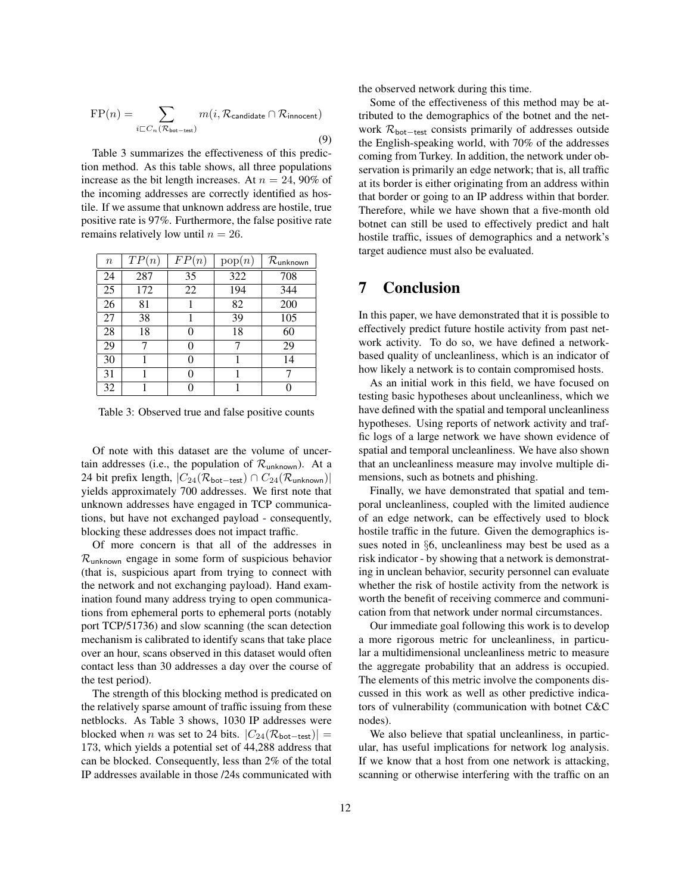$$\text{FP}(n) = \sum_{i \sqsubset C_n(\mathcal{R}_{\text{bot-test}})} m(i, \mathcal{R}_{\text{candidate}} \cap \mathcal{R}_{\text{innocent}}) \tag{9}$$

Table 3 summarizes the effectiveness of this prediction method. As this table shows, all three populations increase as the bit length increases. At $n = 24$, 90% of the incoming addresses are correctly identified as hostile. If we assume that unknown address are hostile, true positive rate is 97%. Furthermore, the false positive rate remains relatively low until $n = 26$.

| $n$ | $TP(n)$ | $FP(n)$ | $\text{pop}(n)$ | $\mathcal{R}_{\text{unknown}}$ |
|---|---|---|---|---|
| 24 | 287 | 35 | 322 | 708 |
| 25 | 172 | 22 | 194 | 344 |
| 26 | 81 | 1 | 82 | 200 |
| 27 | 38 | 1 | 39 | 105 |
| 28 | 18 | 0 | 18 | 60 |
| 29 | 7 | 0 | 7 | 29 |
| 30 | 1 | 0 | 1 | 14 |
| 31 | 1 | 0 | 1 | 7 |
| 32 | 1 | 0 | 1 | 0 |

Table 3: Observed true and false positive counts

Of note with this dataset are the volume of uncertain addresses (i.e., the population of $\mathcal{R}_{\text{unknown}}$). At a 24 bit prefix length, $|C_{24}(\mathcal{R}_{\text{bot-test}}) \cap C_{24}(\mathcal{R}_{\text{unknown}})|$ yields approximately 700 addresses. We first note that unknown addresses have engaged in TCP communications, but have not exchanged payload - consequently, blocking these addresses does not impact traffic.

Of more concern is that all of the addresses in $\mathcal{R}_{\text{unknown}}$ engage in some form of suspicious behavior (that is, suspicious apart from trying to connect with the network and not exchanging payload). Hand examination found many address trying to open communications from ephemeral ports to ephemeral ports (notably port TCP/51736) and slow scanning (the scan detection mechanism is calibrated to identify scans that take place over an hour, scans observed in this dataset would often contact less than 30 addresses a day over the course of the test period).

The strength of this blocking method is predicated on the relatively sparse amount of traffic issuing from these netblocks. As Table 3 shows, 1030 IP addresses were blocked when $n$ was set to 24 bits. $|C_{24}(\mathcal{R}_{\text{bot-test}})| = 173$, which yields a potential set of 44,288 address that can be blocked. Consequently, less than 2% of the total IP addresses available in those /24s communicated with the observed network during this time.

Some of the effectiveness of this method may be attributed to the demographics of the botnet and the network $\mathcal{R}_{\text{bot-test}}$ consists primarily of addresses outside the English-speaking world, with 70% of the addresses coming from Turkey. In addition, the network under observation is primarily an edge network; that is, all traffic at its border is either originating from an address within that border or going to an IP address within that border. Therefore, while we have shown that a five-month old botnet can still be used to effectively predict and halt hostile traffic, issues of demographics and a network's target audience must also be evaluated.

# 7 Conclusion

In this paper, we have demonstrated that it is possible to effectively predict future hostile activity from past network activity. To do so, we have defined a network-based quality of uncleanliness, which is an indicator of how likely a network is to contain compromised hosts.

As an initial work in this field, we have focused on testing basic hypotheses about uncleanliness, which we have defined with the spatial and temporal uncleanliness hypotheses. Using reports of network activity and traffic logs of a large network we have shown evidence of spatial and temporal uncleanliness. We have also shown that an uncleanliness measure may involve multiple dimensions, such as botnets and phishing.

Finally, we have demonstrated that spatial and temporal uncleanliness, coupled with the limited audience of an edge network, can be effectively used to block hostile traffic in the future. Given the demographics issues noted in §6, uncleanliness may best be used as a risk indicator - by showing that a network is demonstrating in unclean behavior, security personnel can evaluate whether the risk of hostile activity from the network is worth the benefit of receiving commerce and communication from that network under normal circumstances.

Our immediate goal following this work is to develop a more rigorous metric for uncleanliness, in particular a multidimensional uncleanliness metric to measure the aggregate probability that an address is occupied. The elements of this metric involve the components discussed in this work as well as other predictive indicators of vulnerability (communication with botnet C&C nodes).

We also believe that spatial uncleanliness, in particular, has useful implications for network log analysis. If we know that a host from one network is attacking, scanning or otherwise interfering with the traffic on an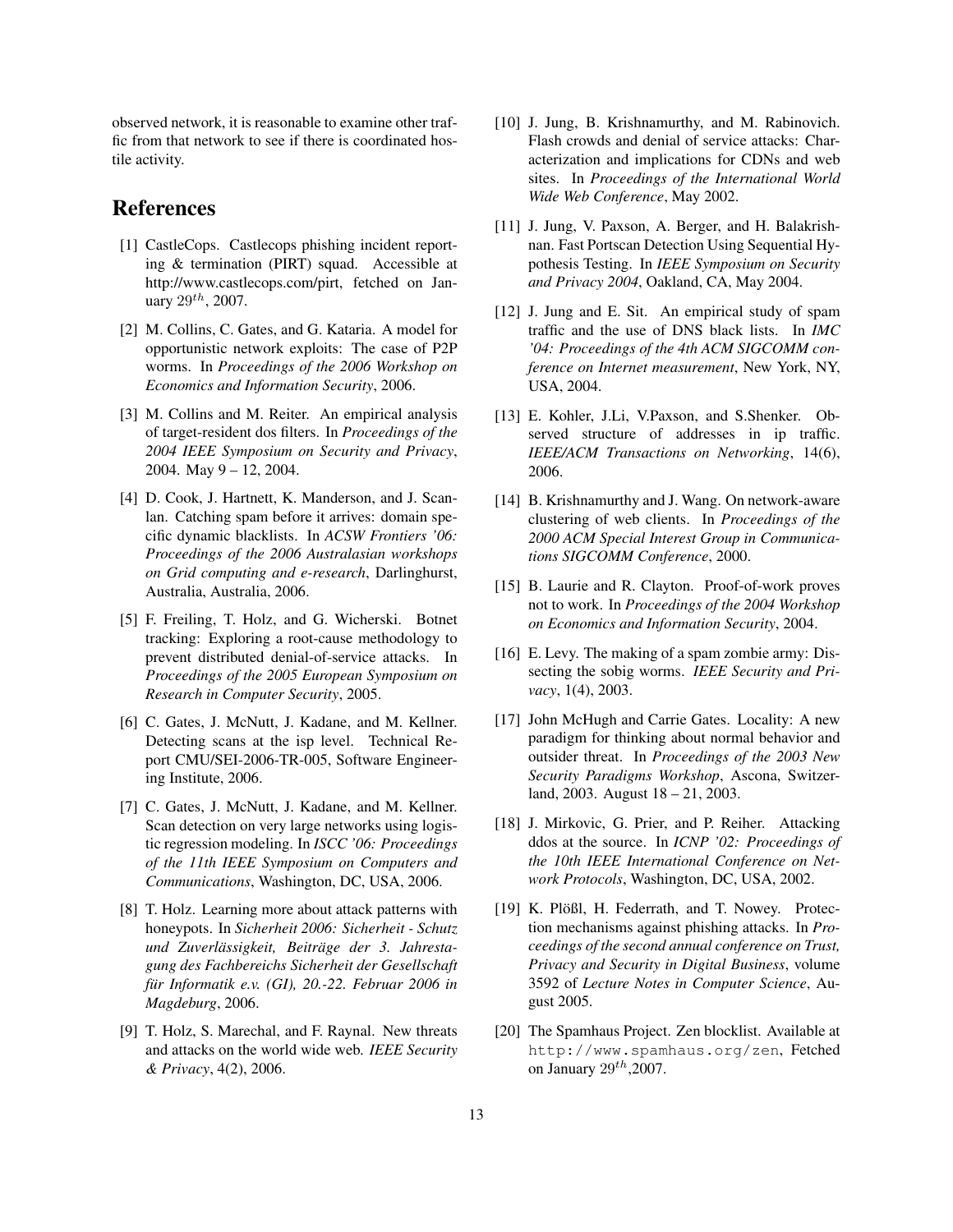observed network, it is reasonable to examine other traffic from that network to see if there is coordinated hostile activity.

## References

[1] CastleCops. Castlecops phishing incident reporting & termination (PIRT) squad. Accessible at http://www.castlecops.com/pirt, fetched on January $29^{th}$, 2007.

[2] M. Collins, C. Gates, and G. Kataria. A model for opportunistic network exploits: The case of P2P worms. In *Proceedings of the 2006 Workshop on Economics and Information Security*, 2006.

[3] M. Collins and M. Reiter. An empirical analysis of target-resident dos filters. In *Proceedings of the 2004 IEEE Symposium on Security and Privacy*, 2004. May 9 – 12, 2004.

[4] D. Cook, J. Hartnett, K. Manderson, and J. Scanlan. Catching spam before it arrives: domain specific dynamic blacklists. In *ACSW Frontiers '06: Proceedings of the 2006 Australasian workshops on Grid computing and e-research*, Darlinghurst, Australia, Australia, 2006.

[5] F. Freiling, T. Holz, and G. Wicherski. Botnet tracking: Exploring a root-cause methodology to prevent distributed denial-of-service attacks. In *Proceedings of the 2005 European Symposium on Research in Computer Security*, 2005.

[6] C. Gates, J. McNutt, J. Kadane, and M. Kellner. Detecting scans at the isp level. Technical Report CMU/SEI-2006-TR-005, Software Engineering Institute, 2006.

[7] C. Gates, J. McNutt, J. Kadane, and M. Kellner. Scan detection on very large networks using logistic regression modeling. In *ISCC '06: Proceedings of the 11th IEEE Symposium on Computers and Communications*, Washington, DC, USA, 2006.

[8] T. Holz. Learning more about attack patterns with honeypots. In *Sicherheit 2006: Sicherheit - Schutz und Zuverlässigkeit, Beiträge der 3. Jahrestagung des Fachbereichs Sicherheit der Gesellschaft für Informatik e.v. (GI), 20.-22. Februar 2006 in Magdeburg*, 2006.

[9] T. Holz, S. Marechal, and F. Raynal. New threats and attacks on the world wide web. *IEEE Security & Privacy*, 4(2), 2006.

[10] J. Jung, B. Krishnamurthy, and M. Rabinovich. Flash crowds and denial of service attacks: Characterization and implications for CDNs and web sites. In *Proceedings of the International World Wide Web Conference*, May 2002.

[11] J. Jung, V. Paxson, A. Berger, and H. Balakrishnan. Fast Portscan Detection Using Sequential Hypothesis Testing. In *IEEE Symposium on Security and Privacy 2004*, Oakland, CA, May 2004.

[12] J. Jung and E. Sit. An empirical study of spam traffic and the use of DNS black lists. In *IMC '04: Proceedings of the 4th ACM SIGCOMM conference on Internet measurement*, New York, NY, USA, 2004.

[13] E. Kohler, J.Li, V.Paxson, and S.Shenker. Observed structure of addresses in ip traffic. *IEEE/ACM Transactions on Networking*, 14(6), 2006.

[14] B. Krishnamurthy and J. Wang. On network-aware clustering of web clients. In *Proceedings of the 2000 ACM Special Interest Group in Communications SIGCOMM Conference*, 2000.

[15] B. Laurie and R. Clayton. Proof-of-work proves not to work. In *Proceedings of the 2004 Workshop on Economics and Information Security*, 2004.

[16] E. Levy. The making of a spam zombie army: Dissecting the sobig worms. *IEEE Security and Privacy*, 1(4), 2003.

[17] John McHugh and Carrie Gates. Locality: A new paradigm for thinking about normal behavior and outsider threat. In *Proceedings of the 2003 New Security Paradigms Workshop*, Ascona, Switzerland, 2003. August 18 – 21, 2003.

[18] J. Mirkovic, G. Prier, and P. Reiher. Attacking ddos at the source. In *ICNP '02: Proceedings of the 10th IEEE International Conference on Network Protocols*, Washington, DC, USA, 2002.

[19] K. Plößl, H. Federrath, and T. Nowey. Protection mechanisms against phishing attacks. In *Proceedings of the second annual conference on Trust, Privacy and Security in Digital Business*, volume 3592 of *Lecture Notes in Computer Science*, August 2005.

[20] The Spamhaus Project. Zen blocklist. Available at `http://www.spamhaus.org/zen`, Fetched on January $29^{th}$,2007.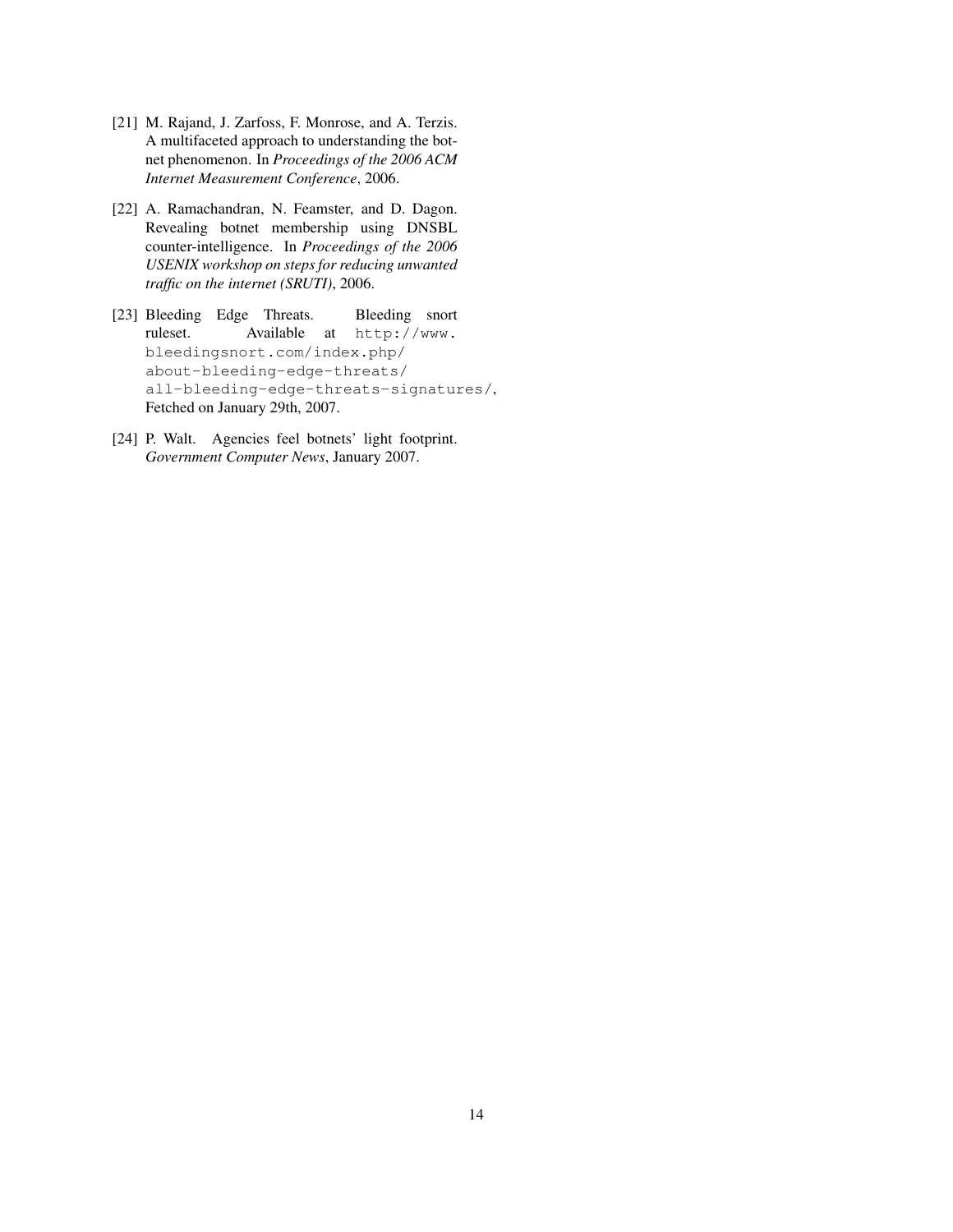[21] M. Rajand, J. Zarfoss, F. Monrose, and A. Terzis. A multifaceted approach to understanding the botnet phenomenon. In *Proceedings of the 2006 ACM Internet Measurement Conference*, 2006.

[22] A. Ramachandran, N. Feamster, and D. Dagon. Revealing botnet membership using DNSBL counter-intelligence. In *Proceedings of the 2006 USENIX workshop on steps for reducing unwanted traffic on the internet (SRUTI)*, 2006.

[23] Bleeding Edge Threats. Bleeding snort ruleset. Available at `http://www.bleedingsnort.com/index.php/about-bleeding-edge-threats/all-bleeding-edge-threats-signatures/`, Fetched on January 29th, 2007.

[24] P. Walt. Agencies feel botnets' light footprint. *Government Computer News*, January 2007.